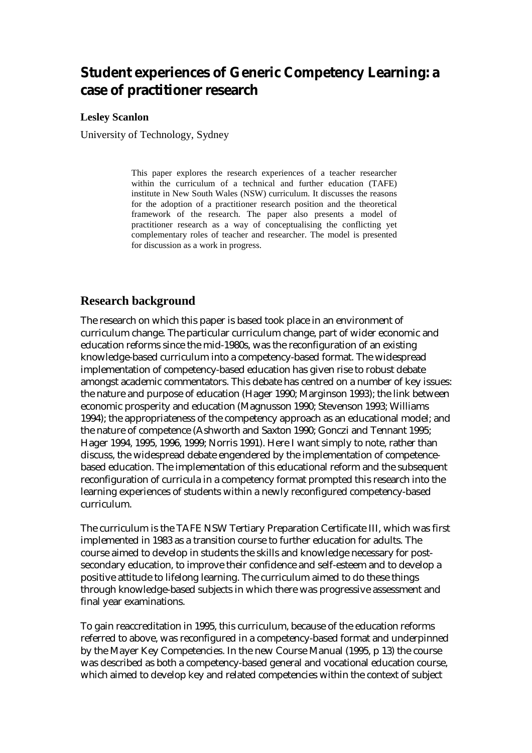# Student experiences of Generic Competency Learning: a case of practitioner research

**Lesley Scanlon**

University of Technology, Sydney

> This paper explores the research experiences of a teacher researcher within the curriculum of a technical and further education (TAFE) institute in New South Wales (NSW) curriculum. It discusses the reasons for the adoption of a practitioner research position and the theoretical framework of the research. The paper also presents a model of practitioner research as a way of conceptualising the conflicting yet complementary roles of teacher and researcher. The model is presented for discussion as a work in progress.

## Research background

The research on which this paper is based took place in an environment of curriculum change. The particular curriculum change, part of wider economic and education reforms since the mid-1980s, was the reconfiguration of an existing knowledge-based curriculum into a competency-based format. The widespread implementation of competency-based education has given rise to robust debate amongst academic commentators. This debate has centred on a number of key issues: the nature and purpose of education (Hager 1990; Marginson 1993); the link between economic prosperity and education (Magnusson 1990; Stevenson 1993; Williams 1994); the appropriateness of the competency approach as an educational model; and the nature of competence (Ashworth and Saxton 1990; Gonczi and Tennant 1995; Hager 1994, 1995, 1996, 1999; Norris 1991). Here I want simply to note, rather than discuss, the widespread debate engendered by the implementation of competence-based education. The implementation of this educational reform and the subsequent reconfiguration of curricula in a competency format prompted this research into the learning experiences of students within a newly reconfigured competency-based curriculum.

The curriculum is the TAFE NSW Tertiary Preparation Certificate III, which was first implemented in 1983 as a transition course to further education for adults. The course aimed to develop in students the skills and knowledge necessary for post-secondary education, to improve their confidence and self-esteem and to develop a positive attitude to lifelong learning. The curriculum aimed to do these things through knowledge-based subjects in which there was progressive assessment and final year examinations.

To gain reaccreditation in 1995, this curriculum, because of the education reforms referred to above, was reconfigured in a competency-based format and underpinned by the Mayer Key Competencies. In the new Course Manual (1995, p 13) the course was described as both a competency-based general and vocational education course, which aimed to develop key and related competencies within the context of subject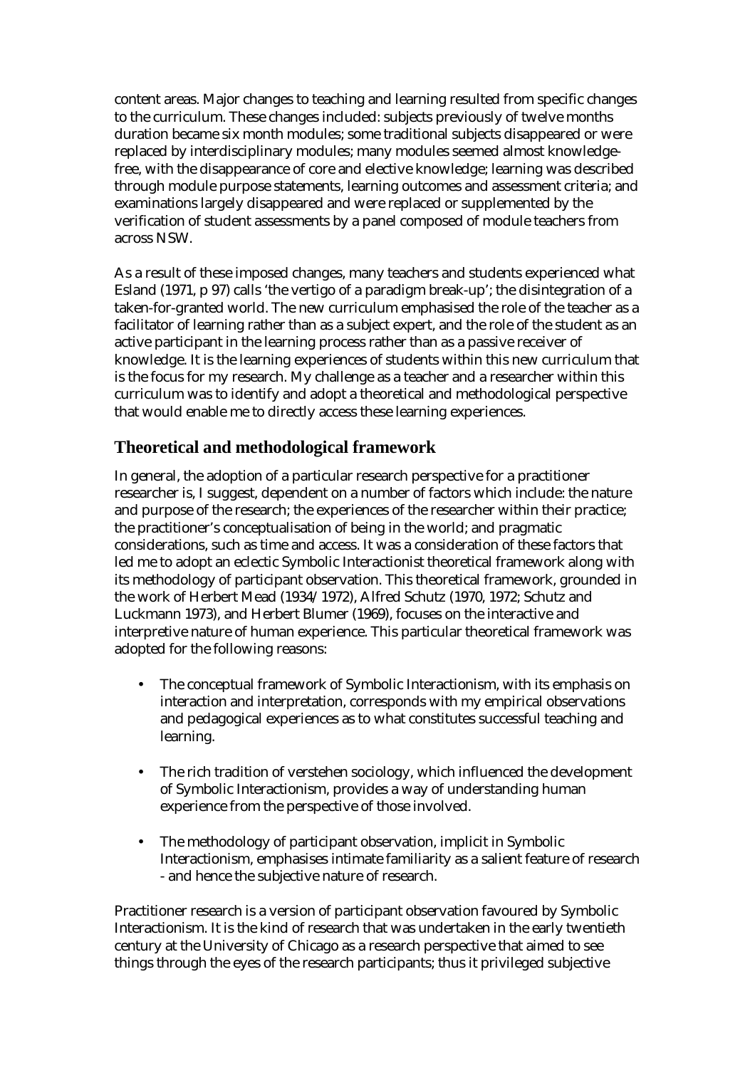content areas. Major changes to teaching and learning resulted from specific changes to the curriculum. These changes included: subjects previously of twelve months duration became six month modules; some traditional subjects disappeared or were replaced by interdisciplinary modules; many modules seemed almost knowledge-free, with the disappearance of core and elective knowledge; learning was described through module purpose statements, learning outcomes and assessment criteria; and examinations largely disappeared and were replaced or supplemented by the verification of student assessments by a panel composed of module teachers from across NSW.

As a result of these imposed changes, many teachers and students experienced what Esland (1971, p 97) calls 'the vertigo of a paradigm break-up'; the disintegration of a taken-for-granted world. The new curriculum emphasised the role of the teacher as a facilitator of learning rather than as a subject expert, and the role of the student as an active participant in the learning process rather than as a passive receiver of knowledge. It is the learning experiences of students within this new curriculum that is the focus for my research. My challenge as a teacher and a researcher within this curriculum was to identify and adopt a theoretical and methodological perspective that would enable me to directly access these learning experiences.

## Theoretical and methodological framework

In general, the adoption of a particular research perspective for a practitioner researcher is, I suggest, dependent on a number of factors which include: the nature and purpose of the research; the experiences of the researcher within their practice; the practitioner's conceptualisation of being in the world; and pragmatic considerations, such as time and access. It was a consideration of these factors that led me to adopt an eclectic Symbolic Interactionist theoretical framework along with its methodology of participant observation. This theoretical framework, grounded in the work of Herbert Mead (1934/1972), Alfred Schutz (1970, 1972; Schutz and Luckmann 1973), and Herbert Blumer (1969), focuses on the interactive and interpretive nature of human experience. This particular theoretical framework was adopted for the following reasons:

- The conceptual framework of Symbolic Interactionism, with its emphasis on interaction and interpretation, corresponds with my empirical observations and pedagogical experiences as to what constitutes successful teaching and learning.
- The rich tradition of verstehen sociology, which influenced the development of Symbolic Interactionism, provides a way of understanding human experience from the perspective of those involved.
- The methodology of participant observation, implicit in Symbolic Interactionism, emphasises intimate familiarity as a salient feature of research - and hence the subjective nature of research.

Practitioner research is a version of participant observation favoured by Symbolic Interactionism. It is the kind of research that was undertaken in the early twentieth century at the University of Chicago as a research perspective that aimed to see things through the eyes of the research participants; thus it privileged subjective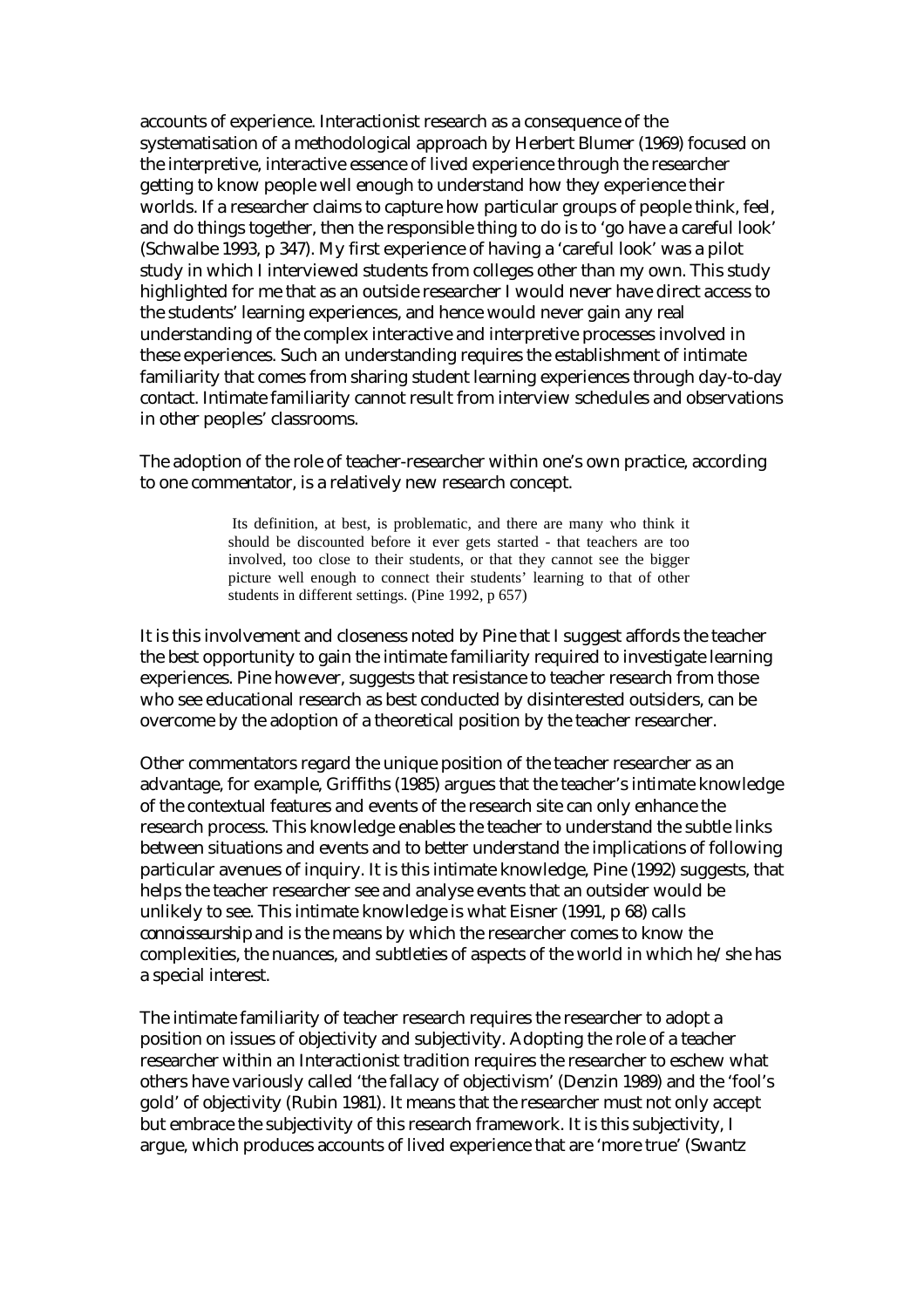accounts of experience. Interactionist research as a consequence of the systematisation of a methodological approach by Herbert Blumer (1969) focused on the interpretive, interactive essence of lived experience through the researcher getting to know people well enough to understand how they experience their worlds. If a researcher claims to capture how particular groups of people think, feel, and do things together, then the responsible thing to do is to 'go have a careful look' (Schwalbe 1993, p 347). My first experience of having a 'careful look' was a pilot study in which I interviewed students from colleges other than my own. This study highlighted for me that as an outside researcher I would never have direct access to the students' learning experiences, and hence would never gain any real understanding of the complex interactive and interpretive processes involved in these experiences. Such an understanding requires the establishment of intimate familiarity that comes from sharing student learning experiences through day-to-day contact. Intimate familiarity cannot result from interview schedules and observations in other peoples' classrooms.

The adoption of the role of teacher-researcher within one's own practice, according to one commentator, is a relatively new research concept.

> Its definition, at best, is problematic, and there are many who think it should be discounted before it ever gets started - that teachers are too involved, too close to their students, or that they cannot see the bigger picture well enough to connect their students' learning to that of other students in different settings. (Pine 1992, p 657)

It is this involvement and closeness noted by Pine that I suggest affords the teacher the best opportunity to gain the intimate familiarity required to investigate learning experiences. Pine however, suggests that resistance to teacher research from those who see educational research as best conducted by disinterested outsiders, can be overcome by the adoption of a theoretical position by the teacher researcher.

Other commentators regard the unique position of the teacher researcher as an advantage, for example, Griffiths (1985) argues that the teacher's intimate knowledge of the contextual features and events of the research site can only enhance the research process. This knowledge enables the teacher to understand the subtle links between situations and events and to better understand the implications of following particular avenues of inquiry. It is this intimate knowledge, Pine (1992) suggests, that helps the teacher researcher see and analyse events that an outsider would be unlikely to see. This intimate knowledge is what Eisner (1991, p 68) calls *connoisseurship* and is the means by which the researcher comes to know the complexities, the nuances, and subtleties of aspects of the world in which he/she has a special interest.

The intimate familiarity of teacher research requires the researcher to adopt a position on issues of objectivity and subjectivity. Adopting the role of a teacher researcher within an Interactionist tradition requires the researcher to eschew what others have variously called 'the fallacy of objectivism' (Denzin 1989) and the 'fool's gold' of objectivity (Rubin 1981). It means that the researcher must not only accept but embrace the subjectivity of this research framework. It is this subjectivity, I argue, which produces accounts of lived experience that are 'more true' (Swantz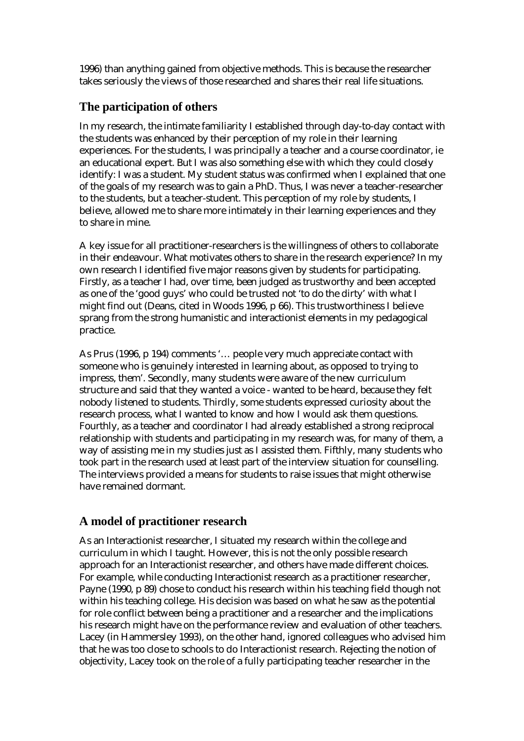1996) than anything gained from objective methods. This is because the researcher takes seriously the views of those researched and shares their real life situations.

## The participation of others

In my research, the intimate familiarity I established through day-to-day contact with the students was enhanced by their perception of my role in their learning experiences. For the students, I was principally a teacher and a course coordinator, ie an educational expert. But I was also something else with which they could closely identify: I was a student. My student status was confirmed when I explained that one of the goals of my research was to gain a PhD. Thus, I was never a teacher-researcher to the students, but a teacher-student. This perception of my role by students, I believe, allowed me to share more intimately in their learning experiences and they to share in mine.

A key issue for all practitioner-researchers is the willingness of others to collaborate in their endeavour. What motivates others to share in the research experience? In my own research I identified five major reasons given by students for participating. Firstly, as a teacher I had, over time, been judged as trustworthy and been accepted as one of the 'good guys' who could be trusted not 'to do the dirty' with what I might find out (Deans, cited in Woods 1996, p 66). This trustworthiness I believe sprang from the strong humanistic and interactionist elements in my pedagogical practice.

As Prus (1996, p 194) comments '… people very much appreciate contact with someone who is genuinely interested in learning about, as opposed to trying to impress, them'. Secondly, many students were aware of the new curriculum structure and said that they wanted a voice - wanted to be heard, because they felt nobody listened to students. Thirdly, some students expressed curiosity about the research process, what I wanted to know and how I would ask them questions. Fourthly, as a teacher and coordinator I had already established a strong reciprocal relationship with students and participating in my research was, for many of them, a way of assisting me in my studies just as I assisted them. Fifthly, many students who took part in the research used at least part of the interview situation for counselling. The interviews provided a means for students to raise issues that might otherwise have remained dormant.

## A model of practitioner research

As an Interactionist researcher, I situated my research within the college and curriculum in which I taught. However, this is not the only possible research approach for an Interactionist researcher, and others have made different choices. For example, while conducting Interactionist research as a practitioner researcher, Payne (1990, p 89) chose to conduct his research within his teaching field though not within his teaching college. His decision was based on what he saw as the potential for role conflict between being a practitioner and a researcher and the implications his research might have on the performance review and evaluation of other teachers. Lacey (in Hammersley 1993), on the other hand, ignored colleagues who advised him that he was too close to schools to do Interactionist research. Rejecting the notion of objectivity, Lacey took on the role of a fully participating teacher researcher in the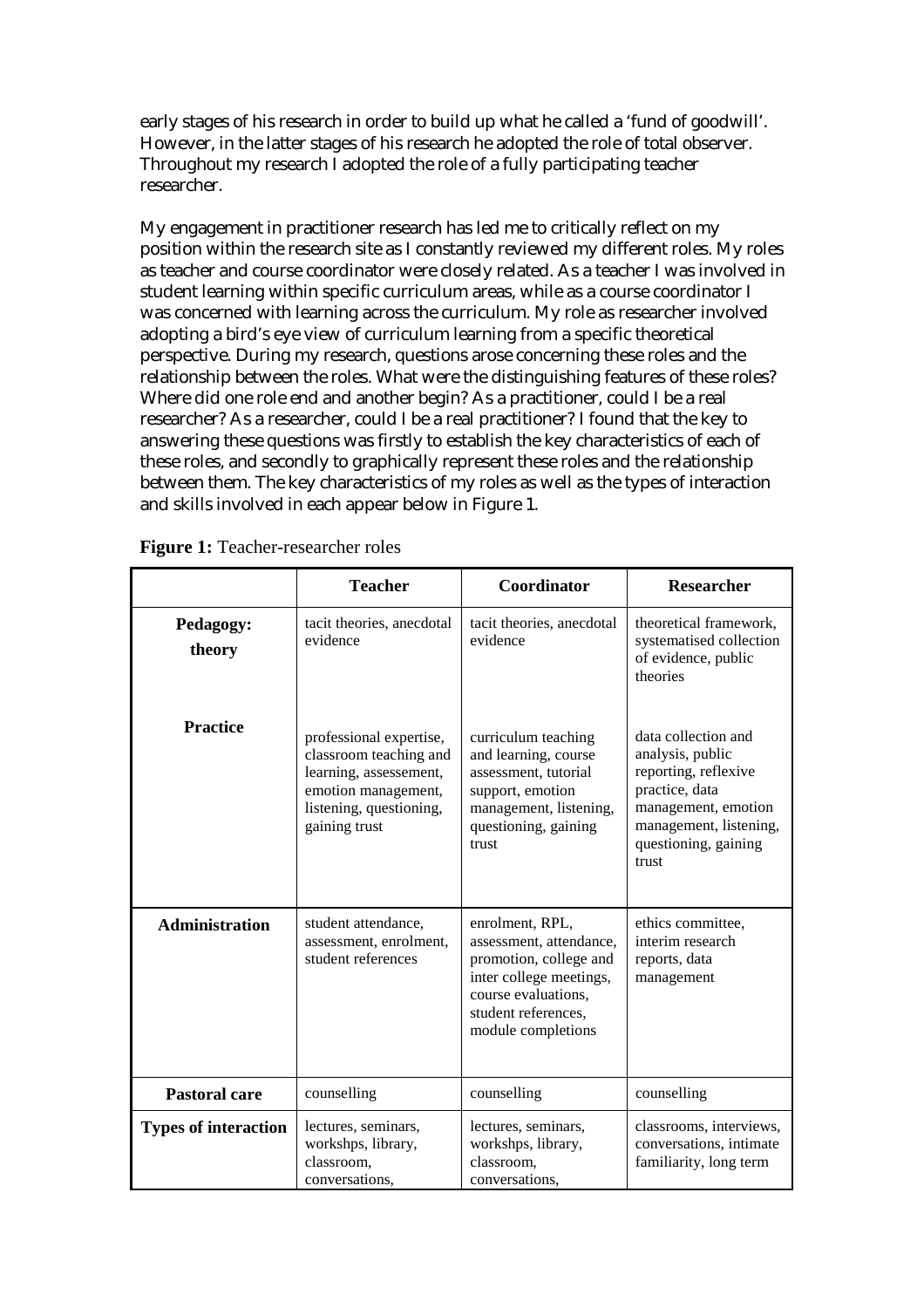early stages of his research in order to build up what he called a 'fund of goodwill'. However, in the latter stages of his research he adopted the role of total observer. Throughout my research I adopted the role of a fully participating teacher researcher.

My engagement in practitioner research has led me to critically reflect on my position within the research site as I constantly reviewed my different roles. My roles as teacher and course coordinator were closely related. As a teacher I was involved in student learning within specific curriculum areas, while as a course coordinator I was concerned with learning across the curriculum. My role as researcher involved adopting a bird's eye view of curriculum learning from a specific theoretical perspective. During my research, questions arose concerning these roles and the relationship between the roles. What were the distinguishing features of these roles? Where did one role end and another begin? As a practitioner, could I be a real researcher? As a researcher, could I be a real practitioner? I found that the key to answering these questions was firstly to establish the key characteristics of each of these roles, and secondly to graphically represent these roles and the relationship between them. The key characteristics of my roles as well as the types of interaction and skills involved in each appear below in Figure 1.

**Figure 1:** Teacher-researcher roles

| | **Teacher** | **Coordinator** | **Researcher** |
|---|---|---|---|
| **Pedagogy: theory** | tacit theories, anecdotal evidence | tacit theories, anecdotal evidence | theoretical framework, systematised collection of evidence, public theories |
| **Practice** | professional expertise, classroom teaching and learning, assessement, emotion management, listening, questioning, gaining trust | curriculum teaching and learning, course assessment, tutorial support, emotion management, listening, questioning, gaining trust | data collection and analysis, public reporting, reflexive practice, data management, emotion management, listening, questioning, gaining trust |
| **Administration** | student attendance, assessment, enrolment, student references | enrolment, RPL, assessment, attendance, promotion, college and inter college meetings, course evaluations, student references, module completions | ethics committee, interim research reports, data management |
| **Pastoral care** | counselling | counselling | counselling |
| **Types of interaction** | lectures, seminars, workshps, library, classroom, conversations, | lectures, seminars, workshps, library, classroom, conversations, | classrooms, interviews, conversations, intimate familiarity, long term |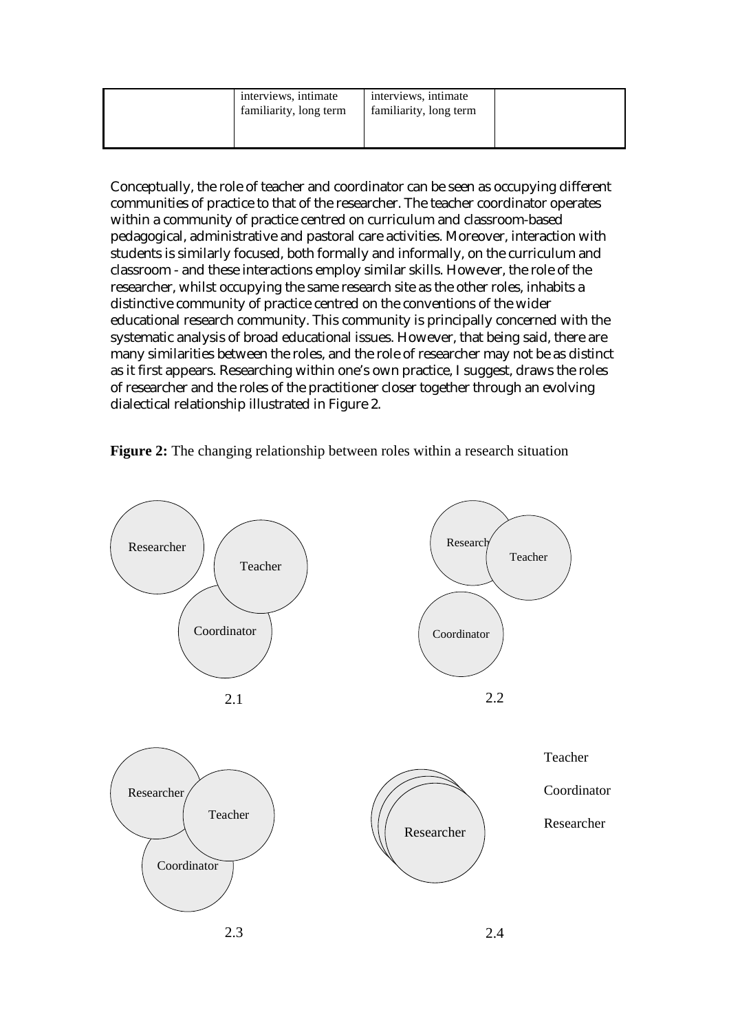| | interviews, intimate familiarity, long term | interviews, intimate familiarity, long term | |
|---|---|---|---|

Conceptually, the role of teacher and coordinator can be seen as occupying different communities of practice to that of the researcher. The teacher coordinator operates within a community of practice centred on curriculum and classroom-based pedagogical, administrative and pastoral care activities. Moreover, interaction with students is similarly focused, both formally and informally, on the curriculum and classroom - and these interactions employ similar skills. However, the role of the researcher, whilst occupying the same research site as the other roles, inhabits a distinctive community of practice centred on the conventions of the wider educational research community. This community is principally concerned with the systematic analysis of broad educational issues. However, that being said, there are many similarities between the roles, and the role of researcher may not be as distinct as it first appears. Researching within one's own practice, I suggest, draws the roles of researcher and the roles of the practitioner closer together through an evolving dialectical relationship illustrated in Figure 2.

**Figure 2:** The changing relationship between roles within a research situation

Researcher Teacher Coordinator

2.1

Research Teacher Coordinator

2.2

Researcher Teacher Coordinator

2.3

Researcher

Teacher

Coordinator

Researcher

2.4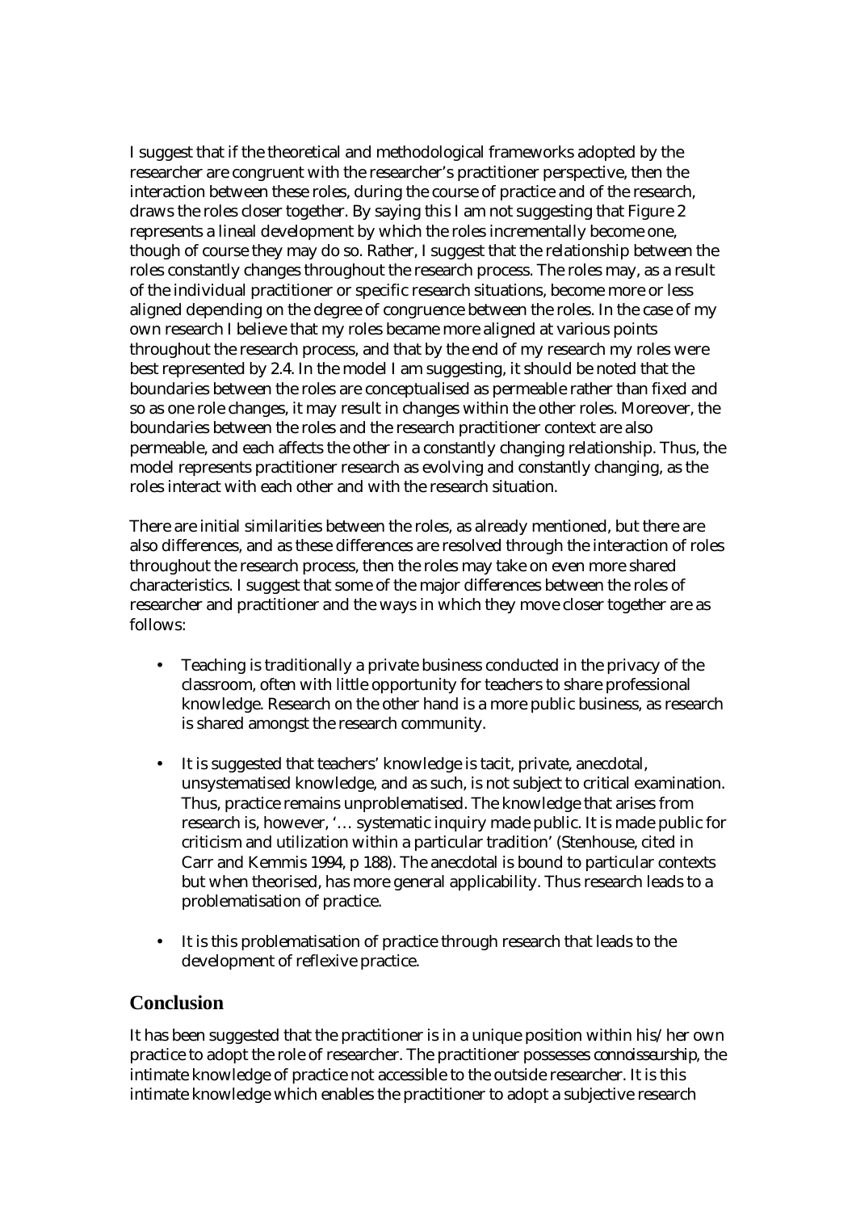I suggest that if the theoretical and methodological frameworks adopted by the researcher are congruent with the researcher's practitioner perspective, then the interaction between these roles, during the course of practice and of the research, draws the roles closer together. By saying this I am not suggesting that Figure 2 represents a lineal development by which the roles incrementally become one, though of course they may do so. Rather, I suggest that the relationship between the roles constantly changes throughout the research process. The roles may, as a result of the individual practitioner or specific research situations, become more or less aligned depending on the degree of congruence between the roles. In the case of my own research I believe that my roles became more aligned at various points throughout the research process, and that by the end of my research my roles were best represented by 2.4. In the model I am suggesting, it should be noted that the boundaries between the roles are conceptualised as permeable rather than fixed and so as one role changes, it may result in changes within the other roles. Moreover, the boundaries between the roles and the research practitioner context are also permeable, and each affects the other in a constantly changing relationship. Thus, the model represents practitioner research as evolving and constantly changing, as the roles interact with each other and with the research situation.

There are initial similarities between the roles, as already mentioned, but there are also differences, and as these differences are resolved through the interaction of roles throughout the research process, then the roles may take on even more shared characteristics. I suggest that some of the major differences between the roles of researcher and practitioner and the ways in which they move closer together are as follows:

- Teaching is traditionally a private business conducted in the privacy of the classroom, often with little opportunity for teachers to share professional knowledge. Research on the other hand is a more public business, as research is shared amongst the research community.

- It is suggested that teachers' knowledge is tacit, private, anecdotal, unsystematised knowledge, and as such, is not subject to critical examination. Thus, practice remains unproblematised. The knowledge that arises from research is, however, '… systematic inquiry made public. It is made public for criticism and utilization within a particular tradition' (Stenhouse, cited in Carr and Kemmis 1994, p 188). The anecdotal is bound to particular contexts but when theorised, has more general applicability. Thus research leads to a problematisation of practice.

- It is this problematisation of practice through research that leads to the development of reflexive practice.

## Conclusion

It has been suggested that the practitioner is in a unique position within his/her own practice to adopt the role of researcher. The practitioner possesses *connoisseurship*, the intimate knowledge of practice not accessible to the outside researcher. It is this intimate knowledge which enables the practitioner to adopt a subjective research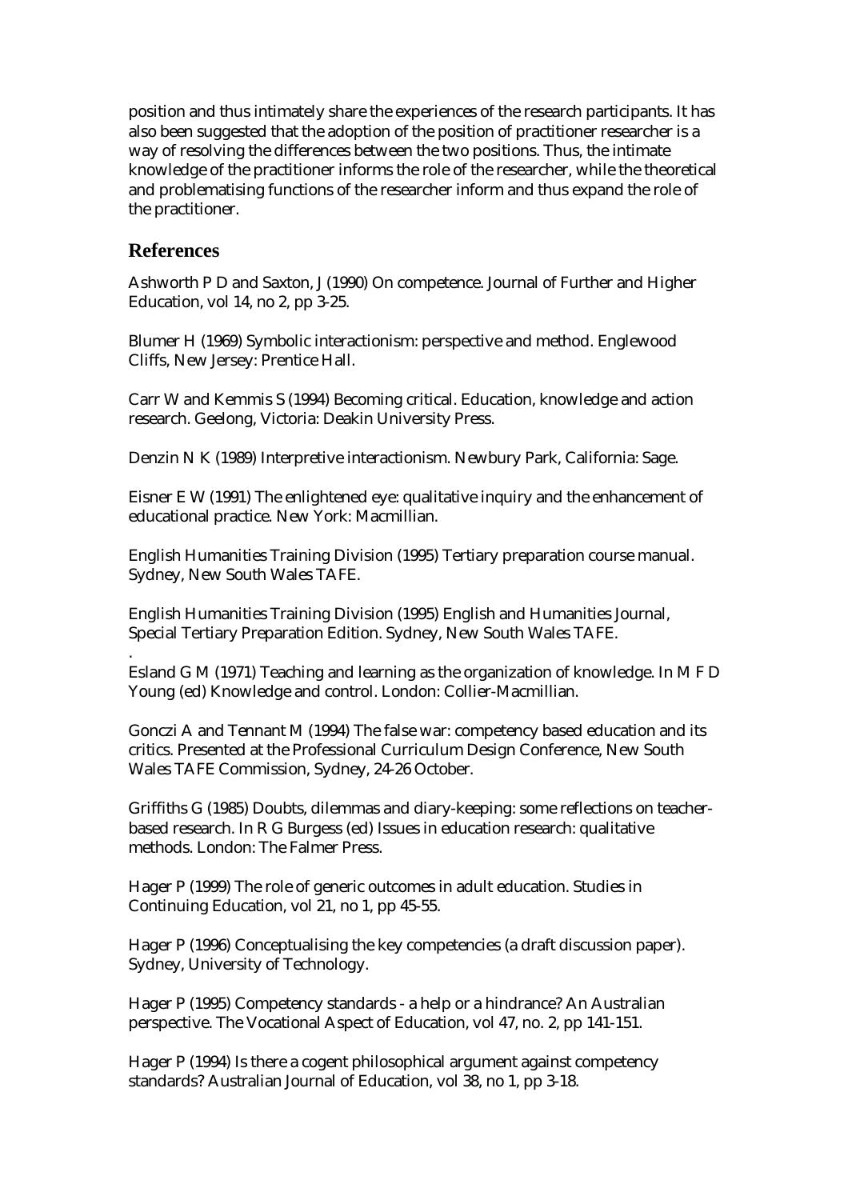position and thus intimately share the experiences of the research participants. It has also been suggested that the adoption of the position of practitioner researcher is a way of resolving the differences between the two positions. Thus, the intimate knowledge of the practitioner informs the role of the researcher, while the theoretical and problematising functions of the researcher inform and thus expand the role of the practitioner.

## References

Ashworth P D and Saxton, J (1990) On competence. Journal of Further and Higher Education, vol 14, no 2, pp 3-25.

Blumer H (1969) Symbolic interactionism: perspective and method. Englewood Cliffs, New Jersey: Prentice Hall.

Carr W and Kemmis S (1994) Becoming critical. Education, knowledge and action research. Geelong, Victoria: Deakin University Press.

Denzin N K (1989) Interpretive interactionism. Newbury Park, California: Sage.

Eisner E W (1991) The enlightened eye: qualitative inquiry and the enhancement of educational practice. New York: Macmillian.

English Humanities Training Division (1995) Tertiary preparation course manual. Sydney, New South Wales TAFE.

English Humanities Training Division (1995) English and Humanities Journal, Special Tertiary Preparation Edition. Sydney, New South Wales TAFE.

Esland G M (1971) Teaching and learning as the organization of knowledge. In M F D Young (ed) Knowledge and control. London: Collier-Macmillian.

Gonczi A and Tennant M (1994) The false war: competency based education and its critics. Presented at the Professional Curriculum Design Conference, New South Wales TAFE Commission, Sydney, 24-26 October.

Griffiths G (1985) Doubts, dilemmas and diary-keeping: some reflections on teacher-based research. In R G Burgess (ed) Issues in education research: qualitative methods. London: The Falmer Press.

Hager P (1999) The role of generic outcomes in adult education. Studies in Continuing Education, vol 21, no 1, pp 45-55.

Hager P (1996) Conceptualising the key competencies (a draft discussion paper). Sydney, University of Technology.

Hager P (1995) Competency standards - a help or a hindrance? An Australian perspective. The Vocational Aspect of Education, vol 47, no. 2, pp 141-151.

Hager P (1994) Is there a cogent philosophical argument against competency standards? Australian Journal of Education, vol 38, no 1, pp 3-18.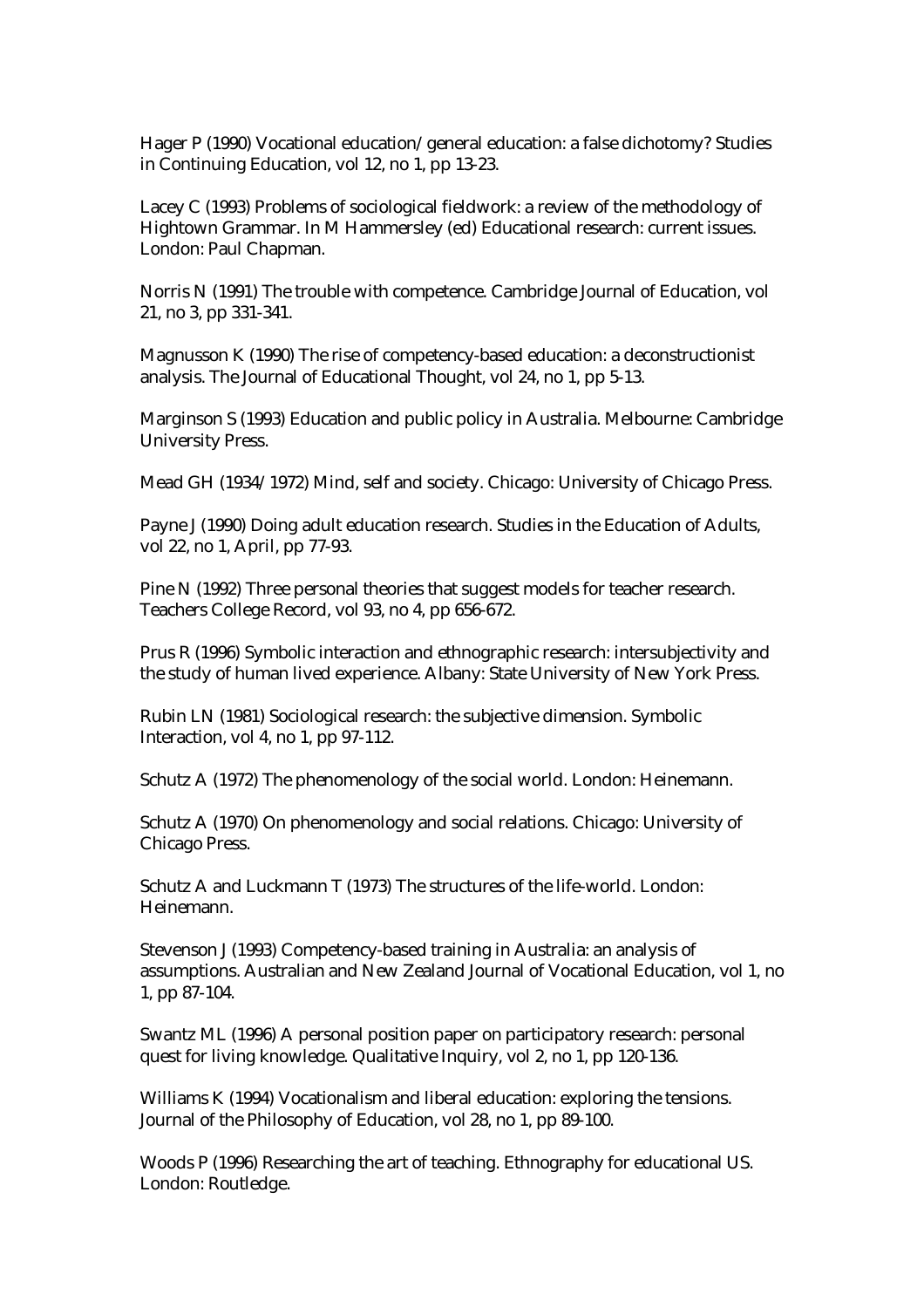Hager P (1990) Vocational education/general education: a false dichotomy? Studies in Continuing Education, vol 12, no 1, pp 13-23.

Lacey C (1993) Problems of sociological fieldwork: a review of the methodology of Hightown Grammar. In M Hammersley (ed) Educational research: current issues. London: Paul Chapman.

Norris N (1991) The trouble with competence. Cambridge Journal of Education, vol 21, no 3, pp 331-341.

Magnusson K (1990) The rise of competency-based education: a deconstructionist analysis. The Journal of Educational Thought, vol 24, no 1, pp 5-13.

Marginson S (1993) Education and public policy in Australia. Melbourne: Cambridge University Press.

Mead GH (1934/1972) Mind, self and society. Chicago: University of Chicago Press.

Payne J (1990) Doing adult education research. Studies in the Education of Adults, vol 22, no 1, April, pp 77-93.

Pine N (1992) Three personal theories that suggest models for teacher research. Teachers College Record, vol 93, no 4, pp 656-672.

Prus R (1996) Symbolic interaction and ethnographic research: intersubjectivity and the study of human lived experience. Albany: State University of New York Press.

Rubin LN (1981) Sociological research: the subjective dimension. Symbolic Interaction, vol 4, no 1, pp 97-112.

Schutz A (1972) The phenomenology of the social world. London: Heinemann.

Schutz A (1970) On phenomenology and social relations. Chicago: University of Chicago Press.

Schutz A and Luckmann T (1973) The structures of the life-world. London: Heinemann.

Stevenson J (1993) Competency-based training in Australia: an analysis of assumptions. Australian and New Zealand Journal of Vocational Education, vol 1, no 1, pp 87-104.

Swantz ML (1996) A personal position paper on participatory research: personal quest for living knowledge. Qualitative Inquiry, vol 2, no 1, pp 120-136.

Williams K (1994) Vocationalism and liberal education: exploring the tensions. Journal of the Philosophy of Education, vol 28, no 1, pp 89-100.

Woods P (1996) Researching the art of teaching. Ethnography for educational US. London: Routledge.